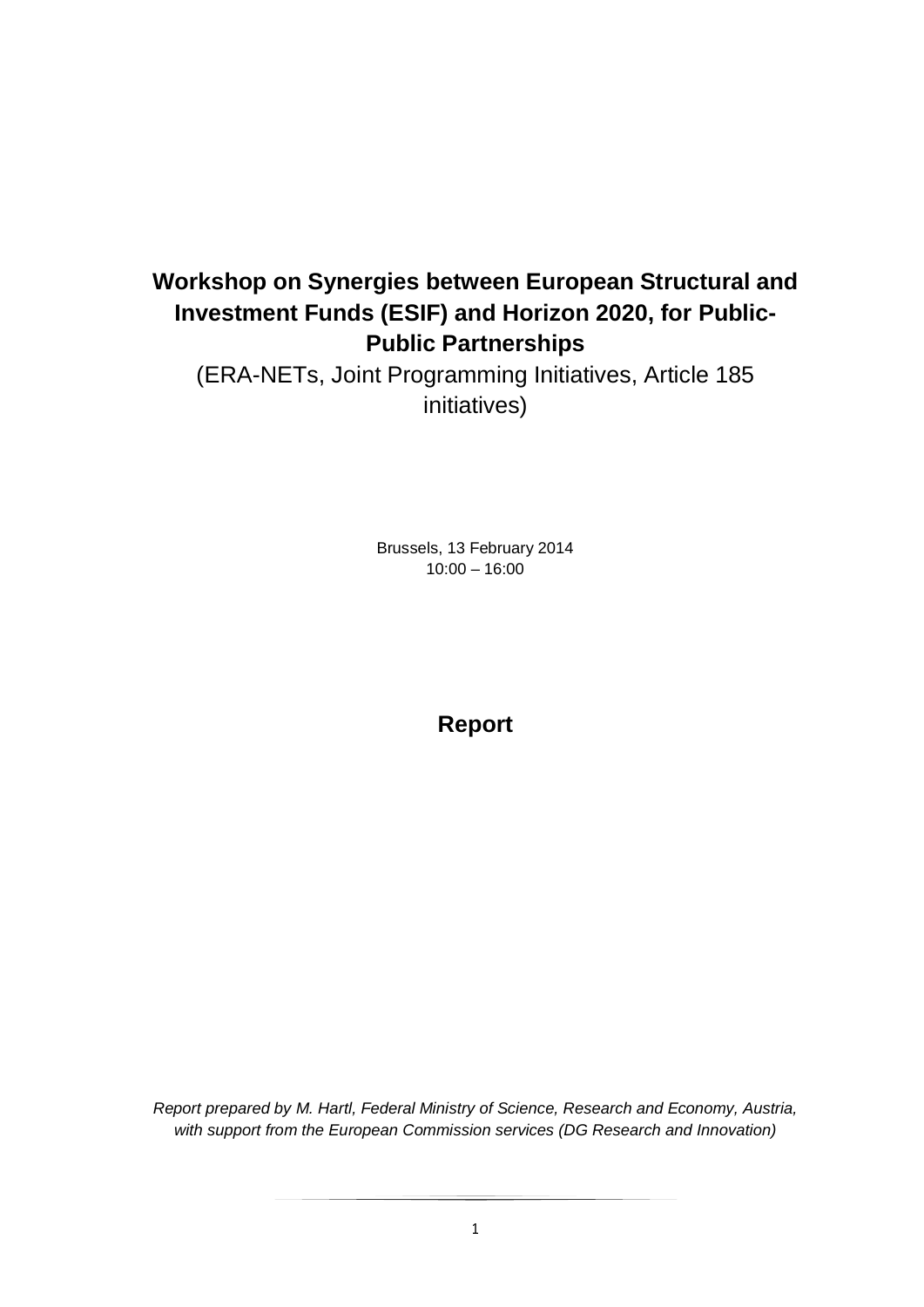# Workshop on Synergies between European Structural and Investment Funds (ESIF) and Horizon 2020, for Public-Public Partnerships

(ERA-NETs, Joint Programming Initiatives, Article 185 initiatives)

Brussels, 13 February 2014
10:00 – 16:00

## Report

*Report prepared by M. Hartl, Federal Ministry of Science, Research and Economy, Austria, with support from the European Commission services (DG Research and Innovation)*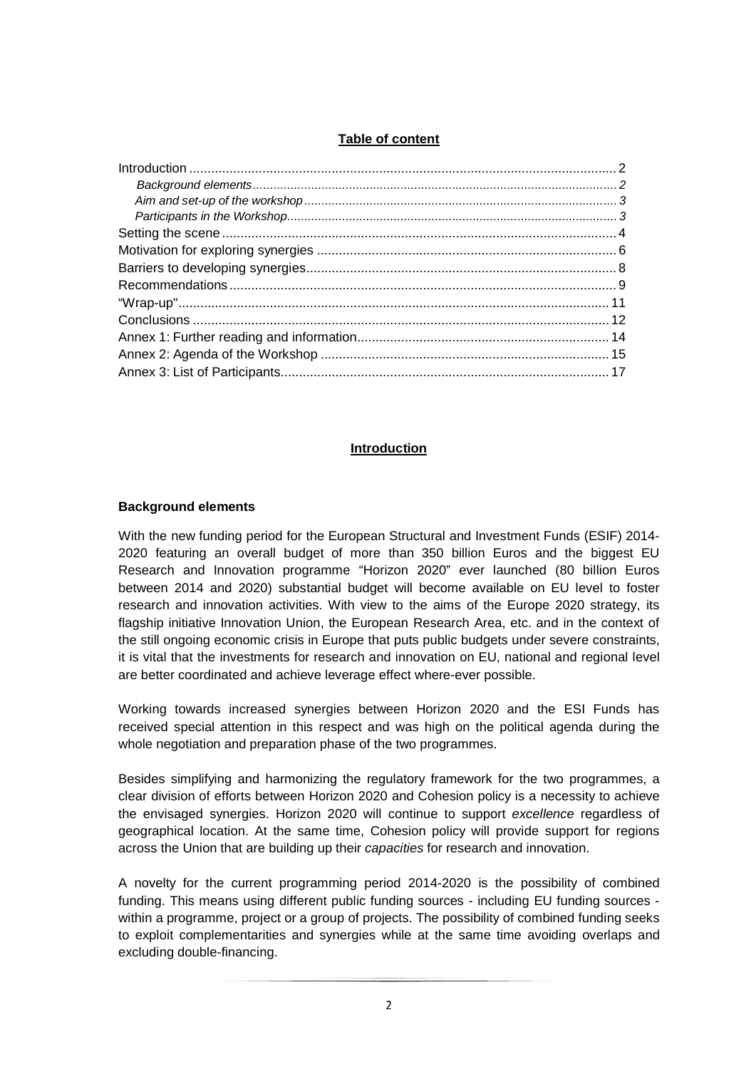**Table of content**

Introduction .................................................................................................................... 2
*Background elements* ...................................................................................................... 2
*Aim and set-up of the workshop* ......................................................................................... 3
*Participants in the Workshop* ............................................................................................. 3
Setting the scene ............................................................................................................ 4
Motivation for exploring synergies ................................................................................... 6
Barriers to developing synergies ...................................................................................... 8
Recommendations ........................................................................................................... 9
"Wrap-up" ..................................................................................................................... 11
Conclusions ................................................................................................................... 12
Annex 1: Further reading and information ...................................................................... 14
Annex 2: Agenda of the Workshop ................................................................................. 15
Annex 3: List of Participants ........................................................................................... 17

# Introduction

## Background elements

With the new funding period for the European Structural and Investment Funds (ESIF) 2014-2020 featuring an overall budget of more than 350 billion Euros and the biggest EU Research and Innovation programme "Horizon 2020" ever launched (80 billion Euros between 2014 and 2020) substantial budget will become available on EU level to foster research and innovation activities. With view to the aims of the Europe 2020 strategy, its flagship initiative Innovation Union, the European Research Area, etc. and in the context of the still ongoing economic crisis in Europe that puts public budgets under severe constraints, it is vital that the investments for research and innovation on EU, national and regional level are better coordinated and achieve leverage effect where-ever possible.

Working towards increased synergies between Horizon 2020 and the ESI Funds has received special attention in this respect and was high on the political agenda during the whole negotiation and preparation phase of the two programmes.

Besides simplifying and harmonizing the regulatory framework for the two programmes, a clear division of efforts between Horizon 2020 and Cohesion policy is a necessity to achieve the envisaged synergies. Horizon 2020 will continue to support *excellence* regardless of geographical location. At the same time, Cohesion policy will provide support for regions across the Union that are building up their *capacities* for research and innovation.

A novelty for the current programming period 2014-2020 is the possibility of combined funding. This means using different public funding sources - including EU funding sources - within a programme, project or a group of projects. The possibility of combined funding seeks to exploit complementarities and synergies while at the same time avoiding overlaps and excluding double-financing.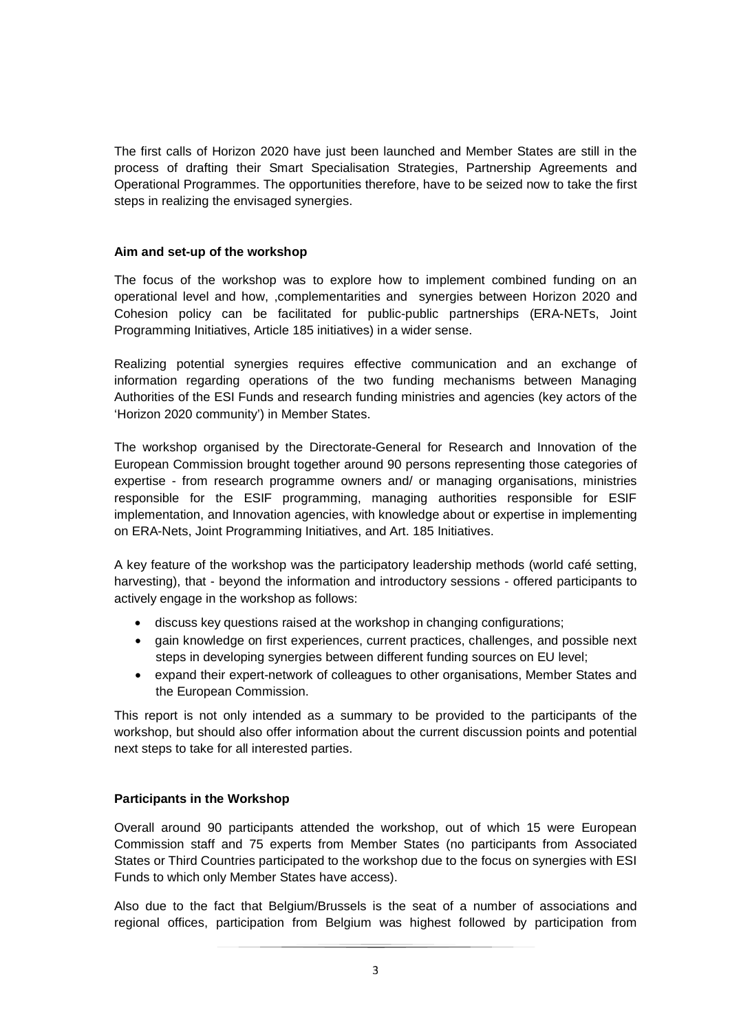The first calls of Horizon 2020 have just been launched and Member States are still in the process of drafting their Smart Specialisation Strategies, Partnership Agreements and Operational Programmes. The opportunities therefore, have to be seized now to take the first steps in realizing the envisaged synergies.

**Aim and set-up of the workshop**

The focus of the workshop was to explore how to implement combined funding on an operational level and how, ,complementarities and synergies between Horizon 2020 and Cohesion policy can be facilitated for public-public partnerships (ERA-NETs, Joint Programming Initiatives, Article 185 initiatives) in a wider sense.

Realizing potential synergies requires effective communication and an exchange of information regarding operations of the two funding mechanisms between Managing Authorities of the ESI Funds and research funding ministries and agencies (key actors of the 'Horizon 2020 community') in Member States.

The workshop organised by the Directorate-General for Research and Innovation of the European Commission brought together around 90 persons representing those categories of expertise - from research programme owners and/ or managing organisations, ministries responsible for the ESIF programming, managing authorities responsible for ESIF implementation, and Innovation agencies, with knowledge about or expertise in implementing on ERA-Nets, Joint Programming Initiatives, and Art. 185 Initiatives.

A key feature of the workshop was the participatory leadership methods (world café setting, harvesting), that - beyond the information and introductory sessions - offered participants to actively engage in the workshop as follows:

- discuss key questions raised at the workshop in changing configurations;
- gain knowledge on first experiences, current practices, challenges, and possible next steps in developing synergies between different funding sources on EU level;
- expand their expert-network of colleagues to other organisations, Member States and the European Commission.

This report is not only intended as a summary to be provided to the participants of the workshop, but should also offer information about the current discussion points and potential next steps to take for all interested parties.

**Participants in the Workshop**

Overall around 90 participants attended the workshop, out of which 15 were European Commission staff and 75 experts from Member States (no participants from Associated States or Third Countries participated to the workshop due to the focus on synergies with ESI Funds to which only Member States have access).

Also due to the fact that Belgium/Brussels is the seat of a number of associations and regional offices, participation from Belgium was highest followed by participation from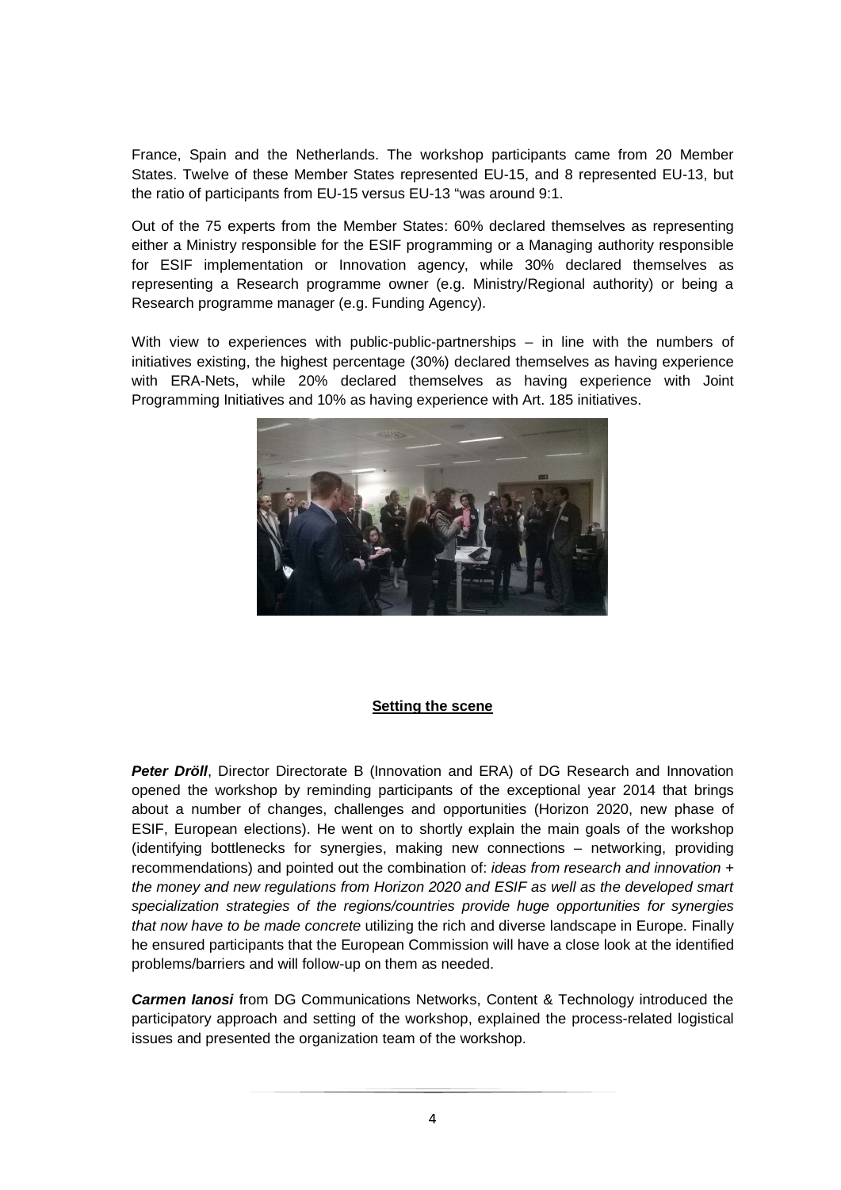France, Spain and the Netherlands. The workshop participants came from 20 Member States. Twelve of these Member States represented EU-15, and 8 represented EU-13, but the ratio of participants from EU-15 versus EU-13 "was around 9:1.

Out of the 75 experts from the Member States: 60% declared themselves as representing either a Ministry responsible for the ESIF programming or a Managing authority responsible for ESIF implementation or Innovation agency, while 30% declared themselves as representing a Research programme owner (e.g. Ministry/Regional authority) or being a Research programme manager (e.g. Funding Agency).

With view to experiences with public-public-partnerships – in line with the numbers of initiatives existing, the highest percentage (30%) declared themselves as having experience with ERA-Nets, while 20% declared themselves as having experience with Joint Programming Initiatives and 10% as having experience with Art. 185 initiatives.

## Setting the scene

***Peter Dröll***, Director Directorate B (Innovation and ERA) of DG Research and Innovation opened the workshop by reminding participants of the exceptional year 2014 that brings about a number of changes, challenges and opportunities (Horizon 2020, new phase of ESIF, European elections). He went on to shortly explain the main goals of the workshop (identifying bottlenecks for synergies, making new connections – networking, providing recommendations) and pointed out the combination of: *ideas from research and innovation + the money and new regulations from Horizon 2020 and ESIF as well as the developed smart specialization strategies of the regions/countries provide huge opportunities for synergies that now have to be made concrete* utilizing the rich and diverse landscape in Europe. Finally he ensured participants that the European Commission will have a close look at the identified problems/barriers and will follow-up on them as needed.

***Carmen Ianosi*** from DG Communications Networks, Content & Technology introduced the participatory approach and setting of the workshop, explained the process-related logistical issues and presented the organization team of the workshop.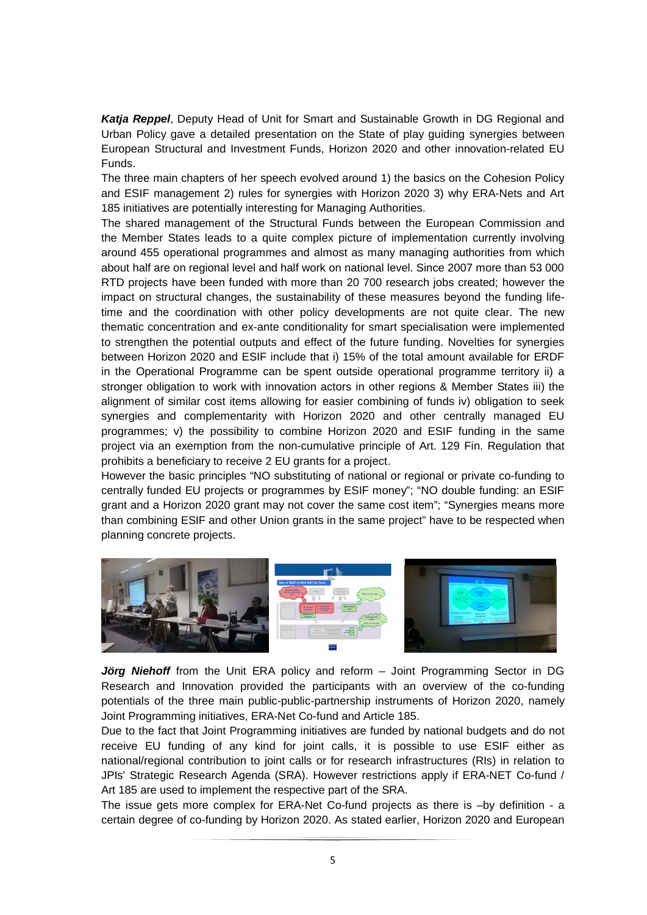***Katja Reppel***, Deputy Head of Unit for Smart and Sustainable Growth in DG Regional and Urban Policy gave a detailed presentation on the State of play guiding synergies between European Structural and Investment Funds, Horizon 2020 and other innovation-related EU Funds.

The three main chapters of her speech evolved around 1) the basics on the Cohesion Policy and ESIF management 2) rules for synergies with Horizon 2020 3) why ERA-Nets and Art 185 initiatives are potentially interesting for Managing Authorities.

The shared management of the Structural Funds between the European Commission and the Member States leads to a quite complex picture of implementation currently involving around 455 operational programmes and almost as many managing authorities from which about half are on regional level and half work on national level. Since 2007 more than 53 000 RTD projects have been funded with more than 20 700 research jobs created; however the impact on structural changes, the sustainability of these measures beyond the funding life-time and the coordination with other policy developments are not quite clear. The new thematic concentration and ex-ante conditionality for smart specialisation were implemented to strengthen the potential outputs and effect of the future funding. Novelties for synergies between Horizon 2020 and ESIF include that i) 15% of the total amount available for ERDF in the Operational Programme can be spent outside operational programme territory ii) a stronger obligation to work with innovation actors in other regions & Member States iii) the alignment of similar cost items allowing for easier combining of funds iv) obligation to seek synergies and complementarity with Horizon 2020 and other centrally managed EU programmes; v) the possibility to combine Horizon 2020 and ESIF funding in the same project via an exemption from the non-cumulative principle of Art. 129 Fin. Regulation that prohibits a beneficiary to receive 2 EU grants for a project.

However the basic principles "NO substituting of national or regional or private co-funding to centrally funded EU projects or programmes by ESIF money"; "NO double funding: an ESIF grant and a Horizon 2020 grant may not cover the same cost item"; "Synergies means more than combining ESIF and other Union grants in the same project" have to be respected when planning concrete projects.

***Jörg Niehoff*** from the Unit ERA policy and reform – Joint Programming Sector in DG Research and Innovation provided the participants with an overview of the co-funding potentials of the three main public-public-partnership instruments of Horizon 2020, namely Joint Programming initiatives, ERA-Net Co-fund and Article 185.

Due to the fact that Joint Programming initiatives are funded by national budgets and do not receive EU funding of any kind for joint calls, it is possible to use ESIF either as national/regional contribution to joint calls or for research infrastructures (RIs) in relation to JPIs' Strategic Research Agenda (SRA). However restrictions apply if ERA-NET Co-fund / Art 185 are used to implement the respective part of the SRA.

The issue gets more complex for ERA-Net Co-fund projects as there is –by definition - a certain degree of co-funding by Horizon 2020. As stated earlier, Horizon 2020 and European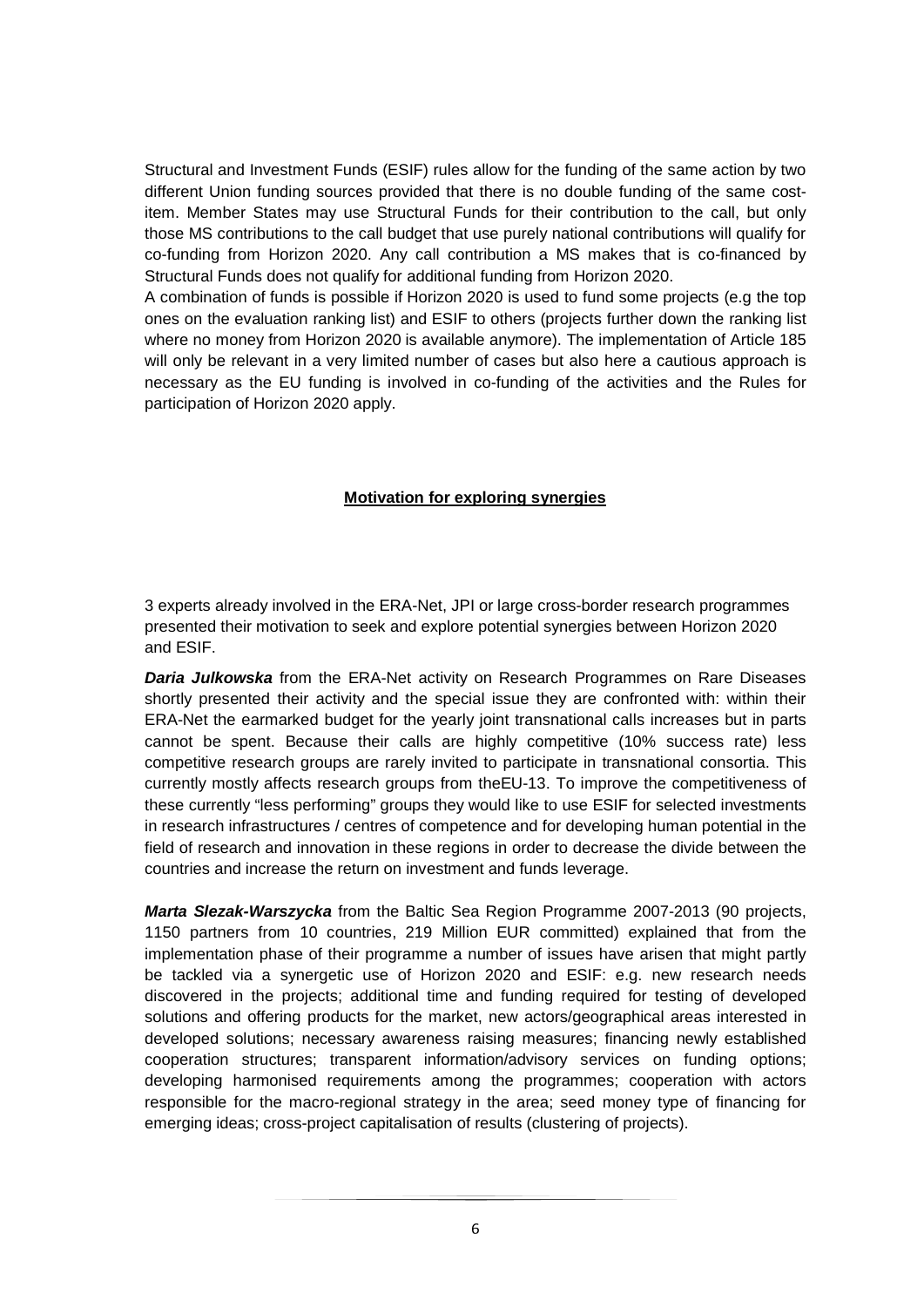Structural and Investment Funds (ESIF) rules allow for the funding of the same action by two different Union funding sources provided that there is no double funding of the same cost-item. Member States may use Structural Funds for their contribution to the call, but only those MS contributions to the call budget that use purely national contributions will qualify for co-funding from Horizon 2020. Any call contribution a MS makes that is co-financed by Structural Funds does not qualify for additional funding from Horizon 2020.

A combination of funds is possible if Horizon 2020 is used to fund some projects (e.g the top ones on the evaluation ranking list) and ESIF to others (projects further down the ranking list where no money from Horizon 2020 is available anymore). The implementation of Article 185 will only be relevant in a very limited number of cases but also here a cautious approach is necessary as the EU funding is involved in co-funding of the activities and the Rules for participation of Horizon 2020 apply.

## Motivation for exploring synergies

3 experts already involved in the ERA-Net, JPI or large cross-border research programmes presented their motivation to seek and explore potential synergies between Horizon 2020 and ESIF.

***Daria Julkowska*** from the ERA-Net activity on Research Programmes on Rare Diseases shortly presented their activity and the special issue they are confronted with: within their ERA-Net the earmarked budget for the yearly joint transnational calls increases but in parts cannot be spent. Because their calls are highly competitive (10% success rate) less competitive research groups are rarely invited to participate in transnational consortia. This currently mostly affects research groups from theEU-13. To improve the competitiveness of these currently "less performing" groups they would like to use ESIF for selected investments in research infrastructures / centres of competence and for developing human potential in the field of research and innovation in these regions in order to decrease the divide between the countries and increase the return on investment and funds leverage.

***Marta Slezak-Warszycka*** from the Baltic Sea Region Programme 2007-2013 (90 projects, 1150 partners from 10 countries, 219 Million EUR committed) explained that from the implementation phase of their programme a number of issues have arisen that might partly be tackled via a synergetic use of Horizon 2020 and ESIF: e.g. new research needs discovered in the projects; additional time and funding required for testing of developed solutions and offering products for the market, new actors/geographical areas interested in developed solutions; necessary awareness raising measures; financing newly established cooperation structures; transparent information/advisory services on funding options; developing harmonised requirements among the programmes; cooperation with actors responsible for the macro-regional strategy in the area; seed money type of financing for emerging ideas; cross-project capitalisation of results (clustering of projects).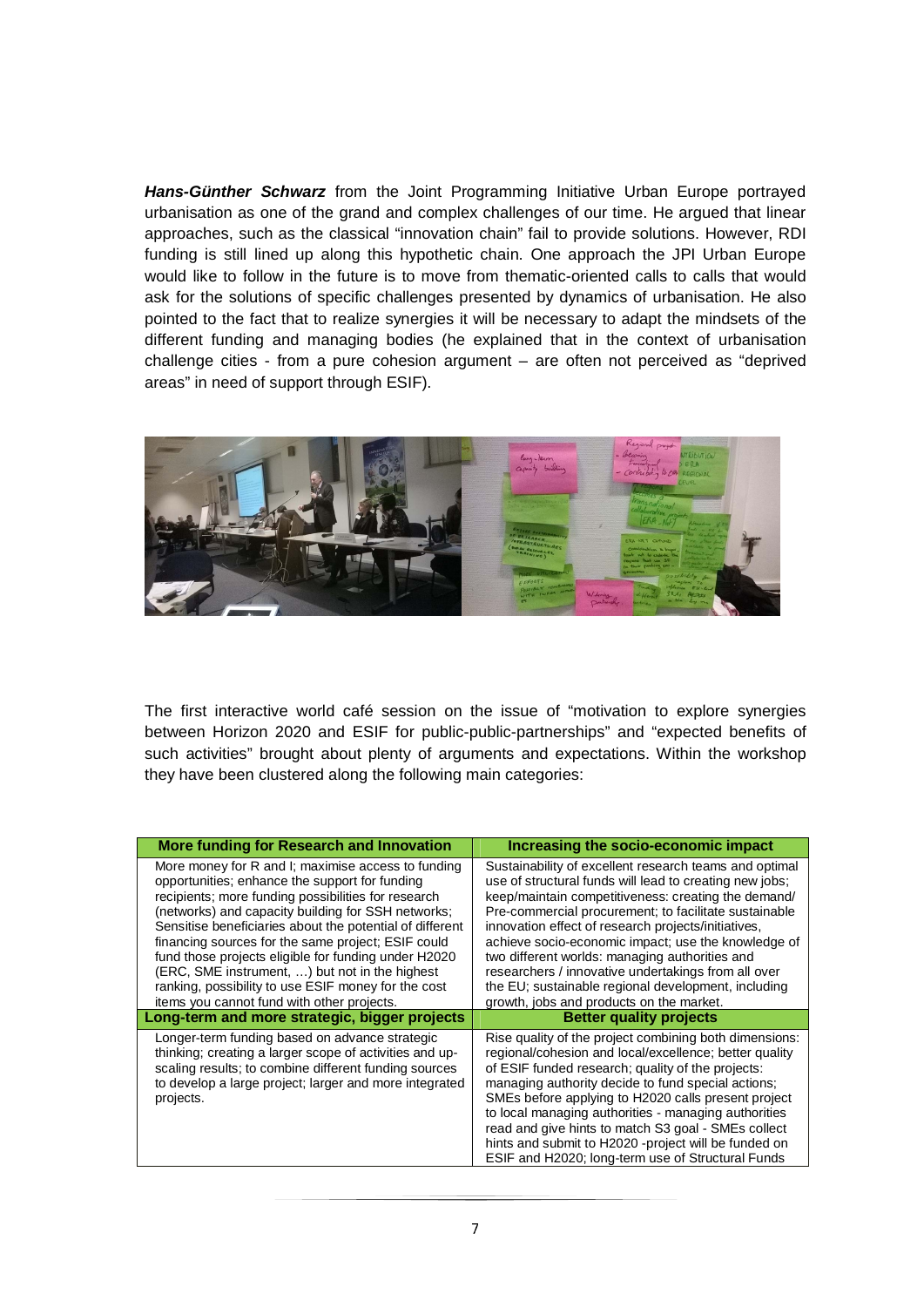***Hans-Günther Schwarz*** from the Joint Programming Initiative Urban Europe portrayed urbanisation as one of the grand and complex challenges of our time. He argued that linear approaches, such as the classical "innovation chain" fail to provide solutions. However, RDI funding is still lined up along this hypothetic chain. One approach the JPI Urban Europe would like to follow in the future is to move from thematic-oriented calls to calls that would ask for the solutions of specific challenges presented by dynamics of urbanisation. He also pointed to the fact that to realize synergies it will be necessary to adapt the mindsets of the different funding and managing bodies (he explained that in the context of urbanisation challenge cities - from a pure cohesion argument – are often not perceived as "deprived areas" in need of support through ESIF).

The first interactive world café session on the issue of "motivation to explore synergies between Horizon 2020 and ESIF for public-public-partnerships" and "expected benefits of such activities" brought about plenty of arguments and expectations. Within the workshop they have been clustered along the following main categories:

| More funding for Research and Innovation | Increasing the socio-economic impact |
|---|---|
| More money for R and I; maximise access to funding opportunities; enhance the support for funding recipients; more funding possibilities for research (networks) and capacity building for SSH networks; Sensitise beneficiaries about the potential of different financing sources for the same project; ESIF could fund those projects eligible for funding under H2020 (ERC, SME instrument, …) but not in the highest ranking, possibility to use ESIF money for the cost items you cannot fund with other projects. | Sustainability of excellent research teams and optimal use of structural funds will lead to creating new jobs; keep/maintain competitiveness: creating the demand/ Pre-commercial procurement; to facilitate sustainable innovation effect of research projects/initiatives, achieve socio-economic impact; use the knowledge of two different worlds: managing authorities and researchers / innovative undertakings from all over the EU; sustainable regional development, including growth, jobs and products on the market. |
| **Long-term and more strategic, bigger projects** | **Better quality projects** |
| Longer-term funding based on advance strategic thinking; creating a larger scope of activities and up-scaling results; to combine different funding sources to develop a large project; larger and more integrated projects. | Rise quality of the project combining both dimensions: regional/cohesion and local/excellence; better quality of ESIF funded research; quality of the projects: managing authority decide to fund special actions; SMEs before applying to H2020 calls present project to local managing authorities - managing authorities read and give hints to match S3 goal - SMEs collect hints and submit to H2020 -project will be funded on ESIF and H2020; long-term use of Structural Funds |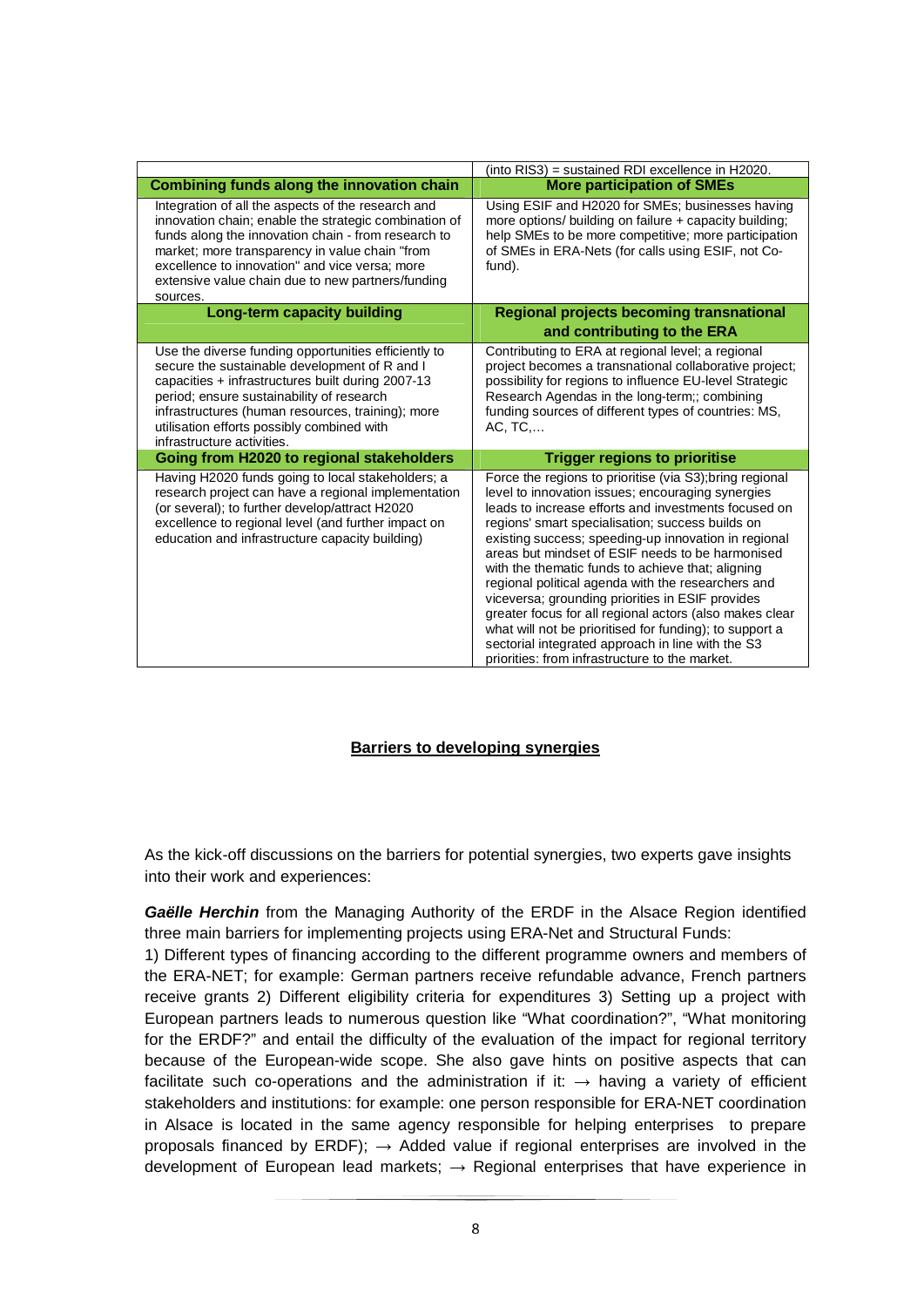| | (into RIS3) = sustained RDI excellence in H2020. |
|---|---|
| **Combining funds along the innovation chain** | **More participation of SMEs** |
| Integration of all the aspects of the research and innovation chain; enable the strategic combination of funds along the innovation chain - from research to market; more transparency in value chain "from excellence to innovation" and vice versa; more extensive value chain due to new partners/funding sources. | Using ESIF and H2020 for SMEs; businesses having more options/ building on failure + capacity building; help SMEs to be more competitive; more participation of SMEs in ERA-Nets (for calls using ESIF, not Co-fund). |
| **Long-term capacity building** | **Regional projects becoming transnational and contributing to the ERA** |
| Use the diverse funding opportunities efficiently to secure the sustainable development of R and I capacities + infrastructures built during 2007-13 period; ensure sustainability of research infrastructures (human resources, training); more utilisation efforts possibly combined with infrastructure activities. | Contributing to ERA at regional level; a regional project becomes a transnational collaborative project; possibility for regions to influence EU-level Strategic Research Agendas in the long-term;; combining funding sources of different types of countries: MS, AC, TC,… |
| **Going from H2020 to regional stakeholders** | **Trigger regions to prioritise** |
| Having H2020 funds going to local stakeholders; a research project can have a regional implementation (or several); to further develop/attract H2020 excellence to regional level (and further impact on education and infrastructure capacity building) | Force the regions to prioritise (via S3);bring regional level to innovation issues; encouraging synergies leads to increase efforts and investments focused on regions' smart specialisation; success builds on existing success; speeding-up innovation in regional areas but mindset of ESIF needs to be harmonised with the thematic funds to achieve that; aligning regional political agenda with the researchers and viceversa; grounding priorities in ESIF provides greater focus for all regional actors (also makes clear what will not be prioritised for funding); to support a sectorial integrated approach in line with the S3 priorities: from infrastructure to the market. |

## Barriers to developing synergies

As the kick-off discussions on the barriers for potential synergies, two experts gave insights into their work and experiences:

***Gaëlle Herchin*** from the Managing Authority of the ERDF in the Alsace Region identified three main barriers for implementing projects using ERA-Net and Structural Funds:
1) Different types of financing according to the different programme owners and members of the ERA-NET; for example: German partners receive refundable advance, French partners receive grants 2) Different eligibility criteria for expenditures 3) Setting up a project with European partners leads to numerous question like "What coordination?", "What monitoring for the ERDF?" and entail the difficulty of the evaluation of the impact for regional territory because of the European-wide scope. She also gave hints on positive aspects that can facilitate such co-operations and the administration if it: → having a variety of efficient stakeholders and institutions: for example: one person responsible for ERA-NET coordination in Alsace is located in the same agency responsible for helping enterprises to prepare proposals financed by ERDF); → Added value if regional enterprises are involved in the development of European lead markets; → Regional enterprises that have experience in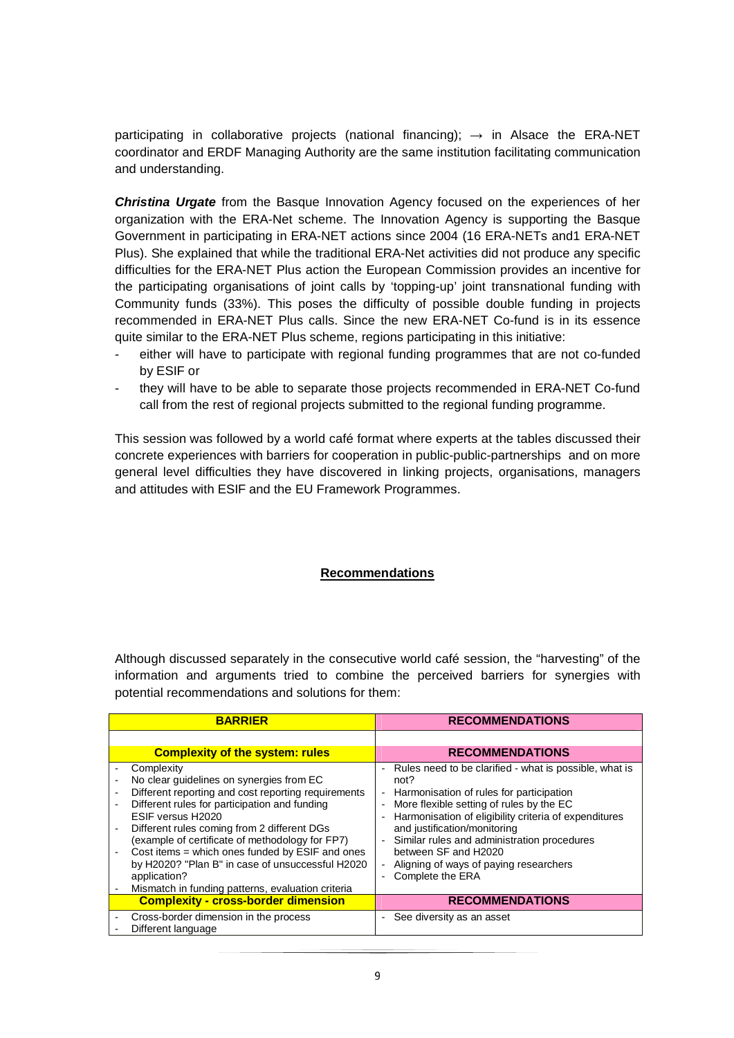participating in collaborative projects (national financing); → in Alsace the ERA-NET coordinator and ERDF Managing Authority are the same institution facilitating communication and understanding.

***Christina Urgate*** from the Basque Innovation Agency focused on the experiences of her organization with the ERA-Net scheme. The Innovation Agency is supporting the Basque Government in participating in ERA-NET actions since 2004 (16 ERA-NETs and1 ERA-NET Plus). She explained that while the traditional ERA-Net activities did not produce any specific difficulties for the ERA-NET Plus action the European Commission provides an incentive for the participating organisations of joint calls by 'topping-up' joint transnational funding with Community funds (33%). This poses the difficulty of possible double funding in projects recommended in ERA-NET Plus calls. Since the new ERA-NET Co-fund is in its essence quite similar to the ERA-NET Plus scheme, regions participating in this initiative:

- either will have to participate with regional funding programmes that are not co-funded by ESIF or
- they will have to be able to separate those projects recommended in ERA-NET Co-fund call from the rest of regional projects submitted to the regional funding programme.

This session was followed by a world café format where experts at the tables discussed their concrete experiences with barriers for cooperation in public-public-partnerships and on more general level difficulties they have discovered in linking projects, organisations, managers and attitudes with ESIF and the EU Framework Programmes.

## Recommendations

Although discussed separately in the consecutive world café session, the "harvesting" of the information and arguments tried to combine the perceived barriers for synergies with potential recommendations and solutions for them:

| BARRIER | RECOMMENDATIONS |
|---|---|
| | |
| **Complexity of the system: rules** | **RECOMMENDATIONS** |
| - Complexity<br>- No clear guidelines on synergies from EC<br>- Different reporting and cost reporting requirements<br>- Different rules for participation and funding ESIF versus H2020<br>- Different rules coming from 2 different DGs (example of certificate of methodology for FP7)<br>- Cost items = which ones funded by ESIF and ones by H2020? "Plan B" in case of unsuccessful H2020 application?<br>- Mismatch in funding patterns, evaluation criteria | - Rules need to be clarified - what is possible, what is not?<br>- Harmonisation of rules for participation<br>- More flexible setting of rules by the EC<br>- Harmonisation of eligibility criteria of expenditures and justification/monitoring<br>- Similar rules and administration procedures between SF and H2020<br>- Aligning of ways of paying researchers<br>- Complete the ERA |
| **Complexity - cross-border dimension** | **RECOMMENDATIONS** |
| - Cross-border dimension in the process<br>- Different language | - See diversity as an asset |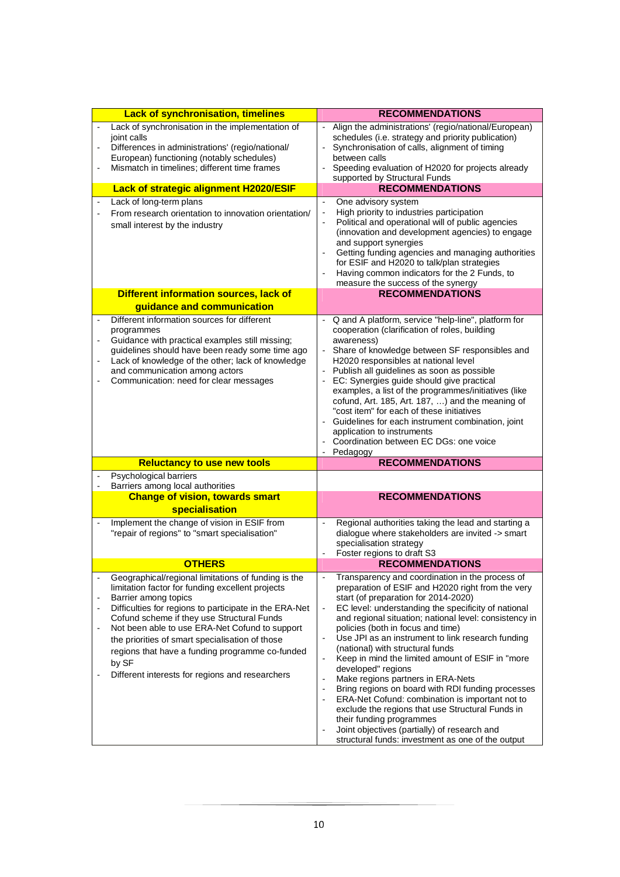| Lack of synchronisation, timelines | RECOMMENDATIONS |
|---|---|
| - Lack of synchronisation in the implementation of joint calls<br>- Differences in administrations' (regio/national/ European) functioning (notably schedules)<br>- Mismatch in timelines; different time frames | - Align the administrations' (regio/national/European) schedules (i.e. strategy and priority publication)<br>- Synchronisation of calls, alignment of timing between calls<br>- Speeding evaluation of H2020 for projects already supported by Structural Funds |
| **Lack of strategic alignment H2020/ESIF** | **RECOMMENDATIONS** |
| - Lack of long-term plans<br>- From research orientation to innovation orientation/ small interest by the industry | - One advisory system<br>- High priority to industries participation<br>- Political and operational will of public agencies (innovation and development agencies) to engage and support synergies<br>- Getting funding agencies and managing authorities for ESIF and H2020 to talk/plan strategies<br>- Having common indicators for the 2 Funds, to measure the success of the synergy |
| **Different information sources, lack of guidance and communication** | **RECOMMENDATIONS** |
| - Different information sources for different programmes<br>- Guidance with practical examples still missing; guidelines should have been ready some time ago<br>- Lack of knowledge of the other; lack of knowledge and communication among actors<br>- Communication: need for clear messages | - Q and A platform, service "help-line", platform for cooperation (clarification of roles, building awareness)<br>- Share of knowledge between SF responsibles and H2020 responsibles at national level<br>- Publish all guidelines as soon as possible<br>- EC: Synergies guide should give practical examples, a list of the programmes/initiatives (like cofund, Art. 185, Art. 187, …) and the meaning of "cost item" for each of these initiatives<br>- Guidelines for each instrument combination, joint application to instruments<br>- Coordination between EC DGs: one voice<br>- Pedagogy |
| **Reluctancy to use new tools** | **RECOMMENDATIONS** |
| - Psychological barriers<br>- Barriers among local authorities | |
| **Change of vision, towards smart specialisation** | **RECOMMENDATIONS** |
| - Implement the change of vision in ESIF from "repair of regions" to "smart specialisation" | - Regional authorities taking the lead and starting a dialogue where stakeholders are invited -> smart specialisation strategy<br>- Foster regions to draft S3 |
| **OTHERS** | **RECOMMENDATIONS** |
| - Geographical/regional limitations of funding is the limitation factor for funding excellent projects<br>- Barrier among topics<br>- Difficulties for regions to participate in the ERA-Net Cofund scheme if they use Structural Funds<br>- Not been able to use ERA-Net Cofund to support the priorities of smart specialisation of those regions that have a funding programme co-funded by SF<br>- Different interests for regions and researchers | - Transparency and coordination in the process of preparation of ESIF and H2020 right from the very start (of preparation for 2014-2020)<br>- EC level: understanding the specificity of national and regional situation; national level: consistency in policies (both in focus and time)<br>- Use JPI as an instrument to link research funding (national) with structural funds<br>- Keep in mind the limited amount of ESIF in "more developed" regions<br>- Make regions partners in ERA-Nets<br>- Bring regions on board with RDI funding processes<br>- ERA-Net Cofund: combination is important not to exclude the regions that use Structural Funds in their funding programmes<br>- Joint objectives (partially) of research and structural funds: investment as one of the output |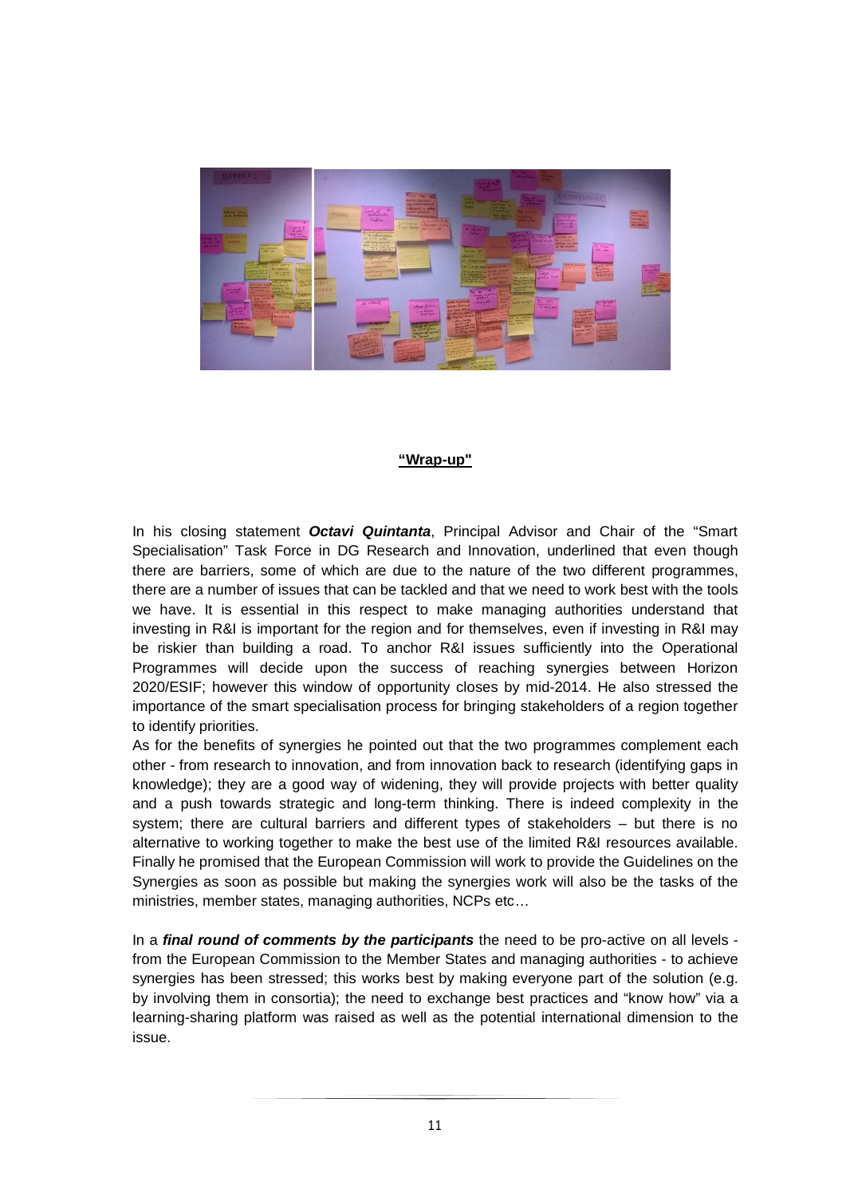**"Wrap-up"**

In his closing statement ***Octavi Quintanta***, Principal Advisor and Chair of the "Smart Specialisation" Task Force in DG Research and Innovation, underlined that even though there are barriers, some of which are due to the nature of the two different programmes, there are a number of issues that can be tackled and that we need to work best with the tools we have. It is essential in this respect to make managing authorities understand that investing in R&I is important for the region and for themselves, even if investing in R&I may be riskier than building a road. To anchor R&I issues sufficiently into the Operational Programmes will decide upon the success of reaching synergies between Horizon 2020/ESIF; however this window of opportunity closes by mid-2014. He also stressed the importance of the smart specialisation process for bringing stakeholders of a region together to identify priorities.

As for the benefits of synergies he pointed out that the two programmes complement each other - from research to innovation, and from innovation back to research (identifying gaps in knowledge); they are a good way of widening, they will provide projects with better quality and a push towards strategic and long-term thinking. There is indeed complexity in the system; there are cultural barriers and different types of stakeholders – but there is no alternative to working together to make the best use of the limited R&I resources available. Finally he promised that the European Commission will work to provide the Guidelines on the Synergies as soon as possible but making the synergies work will also be the tasks of the ministries, member states, managing authorities, NCPs etc…

In a ***final round of comments by the participants*** the need to be pro-active on all levels - from the European Commission to the Member States and managing authorities - to achieve synergies has been stressed; this works best by making everyone part of the solution (e.g. by involving them in consortia); the need to exchange best practices and "know how" via a learning-sharing platform was raised as well as the potential international dimension to the issue.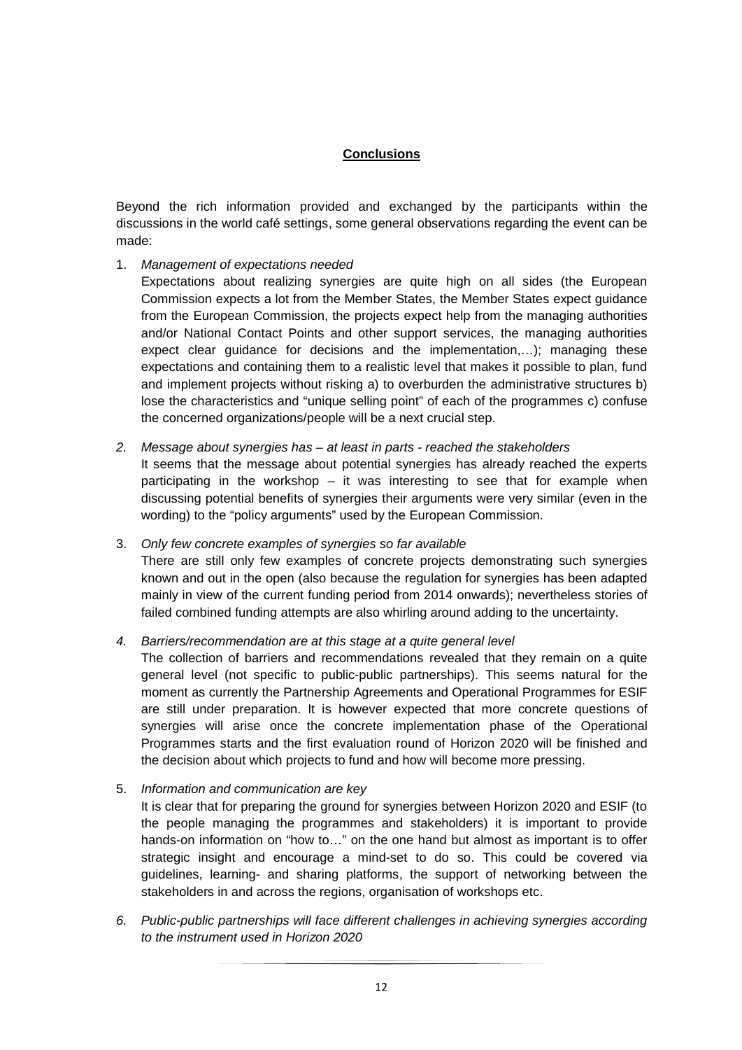## Conclusions

Beyond the rich information provided and exchanged by the participants within the discussions in the world café settings, some general observations regarding the event can be made:

1. *Management of expectations needed*
   Expectations about realizing synergies are quite high on all sides (the European Commission expects a lot from the Member States, the Member States expect guidance from the European Commission, the projects expect help from the managing authorities and/or National Contact Points and other support services, the managing authorities expect clear guidance for decisions and the implementation,…); managing these expectations and containing them to a realistic level that makes it possible to plan, fund and implement projects without risking a) to overburden the administrative structures b) lose the characteristics and "unique selling point" of each of the programmes c) confuse the concerned organizations/people will be a next crucial step.

2. *Message about synergies has – at least in parts - reached the stakeholders*
   It seems that the message about potential synergies has already reached the experts participating in the workshop – it was interesting to see that for example when discussing potential benefits of synergies their arguments were very similar (even in the wording) to the "policy arguments" used by the European Commission.

3. *Only few concrete examples of synergies so far available*
   There are still only few examples of concrete projects demonstrating such synergies known and out in the open (also because the regulation for synergies has been adapted mainly in view of the current funding period from 2014 onwards); nevertheless stories of failed combined funding attempts are also whirling around adding to the uncertainty.

4. *Barriers/recommendation are at this stage at a quite general level*
   The collection of barriers and recommendations revealed that they remain on a quite general level (not specific to public-public partnerships). This seems natural for the moment as currently the Partnership Agreements and Operational Programmes for ESIF are still under preparation. It is however expected that more concrete questions of synergies will arise once the concrete implementation phase of the Operational Programmes starts and the first evaluation round of Horizon 2020 will be finished and the decision about which projects to fund and how will become more pressing.

5. *Information and communication are key*
   It is clear that for preparing the ground for synergies between Horizon 2020 and ESIF (to the people managing the programmes and stakeholders) it is important to provide hands-on information on "how to…" on the one hand but almost as important is to offer strategic insight and encourage a mind-set to do so. This could be covered via guidelines, learning- and sharing platforms, the support of networking between the stakeholders in and across the regions, organisation of workshops etc.

6. *Public-public partnerships will face different challenges in achieving synergies according to the instrument used in Horizon 2020*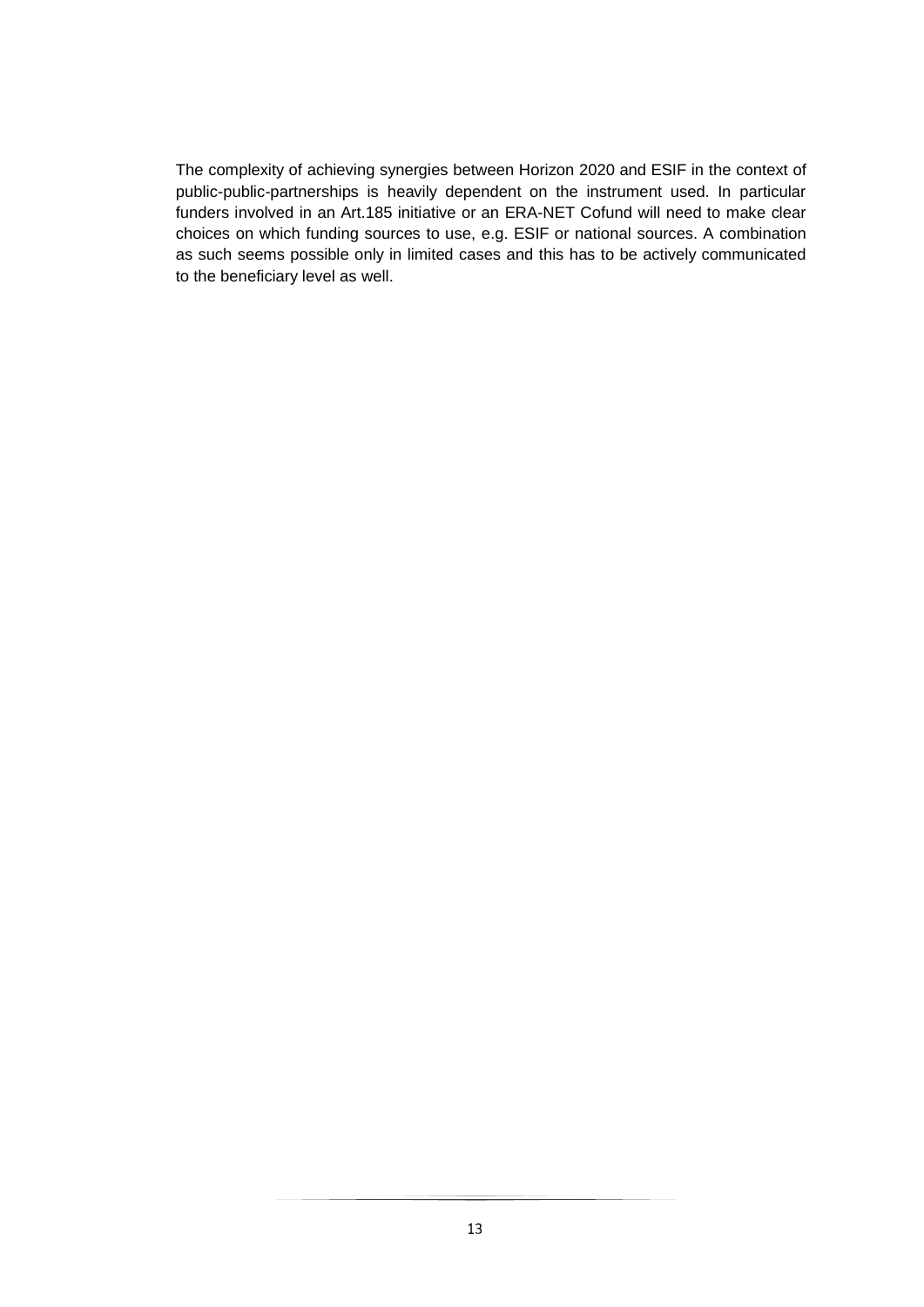The complexity of achieving synergies between Horizon 2020 and ESIF in the context of public-public-partnerships is heavily dependent on the instrument used. In particular funders involved in an Art.185 initiative or an ERA-NET Cofund will need to make clear choices on which funding sources to use, e.g. ESIF or national sources. A combination as such seems possible only in limited cases and this has to be actively communicated to the beneficiary level as well.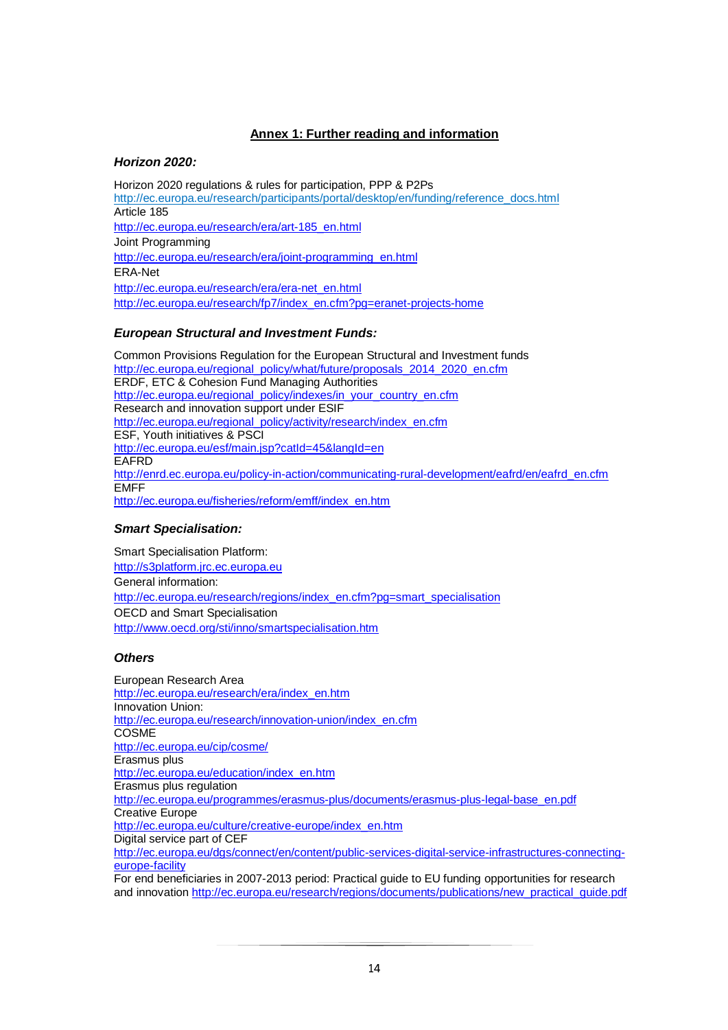## Annex 1: Further reading and information

### *Horizon 2020:*

Horizon 2020 regulations & rules for participation, PPP & P2Ps
http://ec.europa.eu/research/participants/portal/desktop/en/funding/reference_docs.html
Article 185
http://ec.europa.eu/research/era/art-185_en.html
Joint Programming
http://ec.europa.eu/research/era/joint-programming_en.html
ERA-Net
http://ec.europa.eu/research/era/era-net_en.html
http://ec.europa.eu/research/fp7/index_en.cfm?pg=eranet-projects-home

### *European Structural and Investment Funds:*

Common Provisions Regulation for the European Structural and Investment funds
http://ec.europa.eu/regional_policy/what/future/proposals_2014_2020_en.cfm
ERDF, ETC & Cohesion Fund Managing Authorities
http://ec.europa.eu/regional_policy/indexes/in_your_country_en.cfm
Research and innovation support under ESIF
http://ec.europa.eu/regional_policy/activity/research/index_en.cfm
ESF, Youth initiatives & PSCI
http://ec.europa.eu/esf/main.jsp?catId=45&langId=en
EAFRD
http://enrd.ec.europa.eu/policy-in-action/communicating-rural-development/eafrd/en/eafrd_en.cfm
EMFF
http://ec.europa.eu/fisheries/reform/emff/index_en.htm

### *Smart Specialisation:*

Smart Specialisation Platform:
http://s3platform.jrc.ec.europa.eu
General information:
http://ec.europa.eu/research/regions/index_en.cfm?pg=smart_specialisation
OECD and Smart Specialisation
http://www.oecd.org/sti/inno/smartspecialisation.htm

### *Others*

European Research Area
http://ec.europa.eu/research/era/index_en.htm
Innovation Union:
http://ec.europa.eu/research/innovation-union/index_en.cfm
COSME
http://ec.europa.eu/cip/cosme/
Erasmus plus
http://ec.europa.eu/education/index_en.htm
Erasmus plus regulation
http://ec.europa.eu/programmes/erasmus-plus/documents/erasmus-plus-legal-base_en.pdf
Creative Europe
http://ec.europa.eu/culture/creative-europe/index_en.htm
Digital service part of CEF
http://ec.europa.eu/dgs/connect/en/content/public-services-digital-service-infrastructures-connecting-europe-facility
For end beneficiaries in 2007-2013 period: Practical guide to EU funding opportunities for research and innovation http://ec.europa.eu/research/regions/documents/publications/new_practical_guide.pdf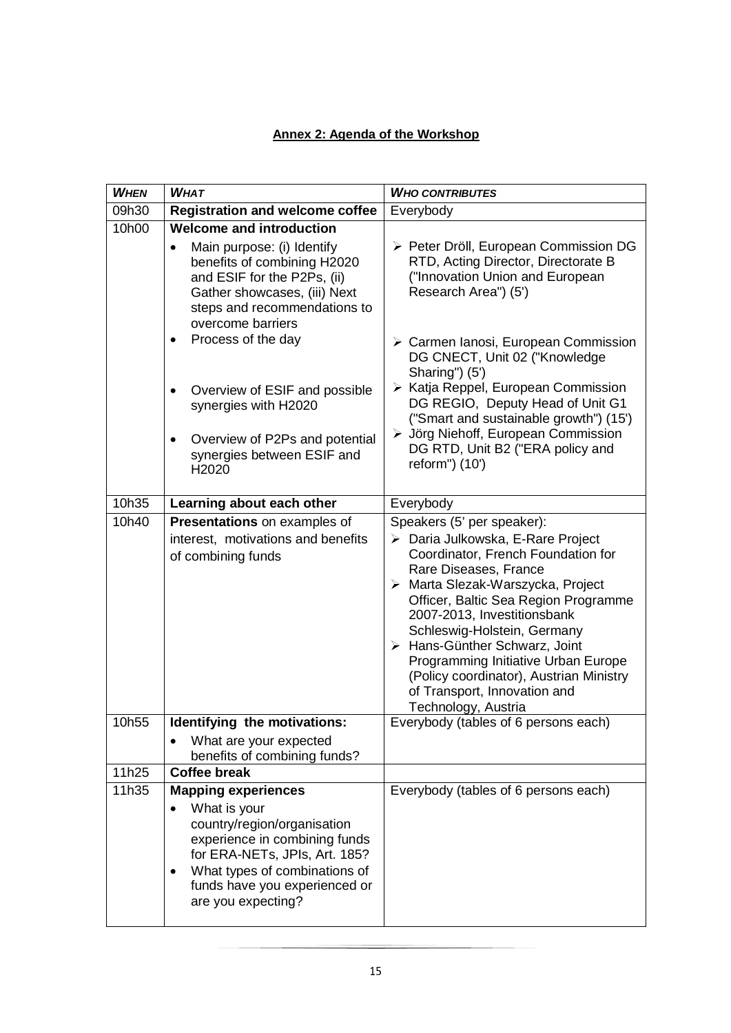**Annex 2: Agenda of the Workshop**

| *WHEN* | *WHAT* | *WHO CONTRIBUTES* |
|---|---|---|
| 09h30 | **Registration and welcome coffee** | Everybody |
| 10h00 | **Welcome and introduction**<br>• Main purpose: (i) Identify benefits of combining H2020 and ESIF for the P2Ps, (ii) Gather showcases, (iii) Next steps and recommendations to overcome barriers<br>• Process of the day<br>• Overview of ESIF and possible synergies with H2020<br>• Overview of P2Ps and potential synergies between ESIF and H2020 | ➢ Peter Dröll, European Commission DG RTD, Acting Director, Directorate B ("Innovation Union and European Research Area") (5')<br>➢ Carmen Ianosi, European Commission DG CNECT, Unit 02 ("Knowledge Sharing") (5')<br>➢ Katja Reppel, European Commission DG REGIO, Deputy Head of Unit G1 ("Smart and sustainable growth") (15')<br>➢ Jörg Niehoff, European Commission DG RTD, Unit B2 ("ERA policy and reform") (10') |
| 10h35 | **Learning about each other** | Everybody |
| 10h40 | **Presentations** on examples of interest, motivations and benefits of combining funds | Speakers (5' per speaker):<br>➢ Daria Julkowska, E-Rare Project Coordinator, French Foundation for Rare Diseases, France<br>➢ Marta Slezak-Warszycka, Project Officer, Baltic Sea Region Programme 2007-2013, Investitionsbank Schleswig-Holstein, Germany<br>➢ Hans-Günther Schwarz, Joint Programming Initiative Urban Europe (Policy coordinator), Austrian Ministry of Transport, Innovation and Technology, Austria |
| 10h55 | **Identifying the motivations:**<br>• What are your expected benefits of combining funds? | Everybody (tables of 6 persons each) |
| 11h25 | **Coffee break** | |
| 11h35 | **Mapping experiences**<br>• What is your country/region/organisation experience in combining funds for ERA-NETs, JPIs, Art. 185?<br>• What types of combinations of funds have you experienced or are you expecting? | Everybody (tables of 6 persons each) |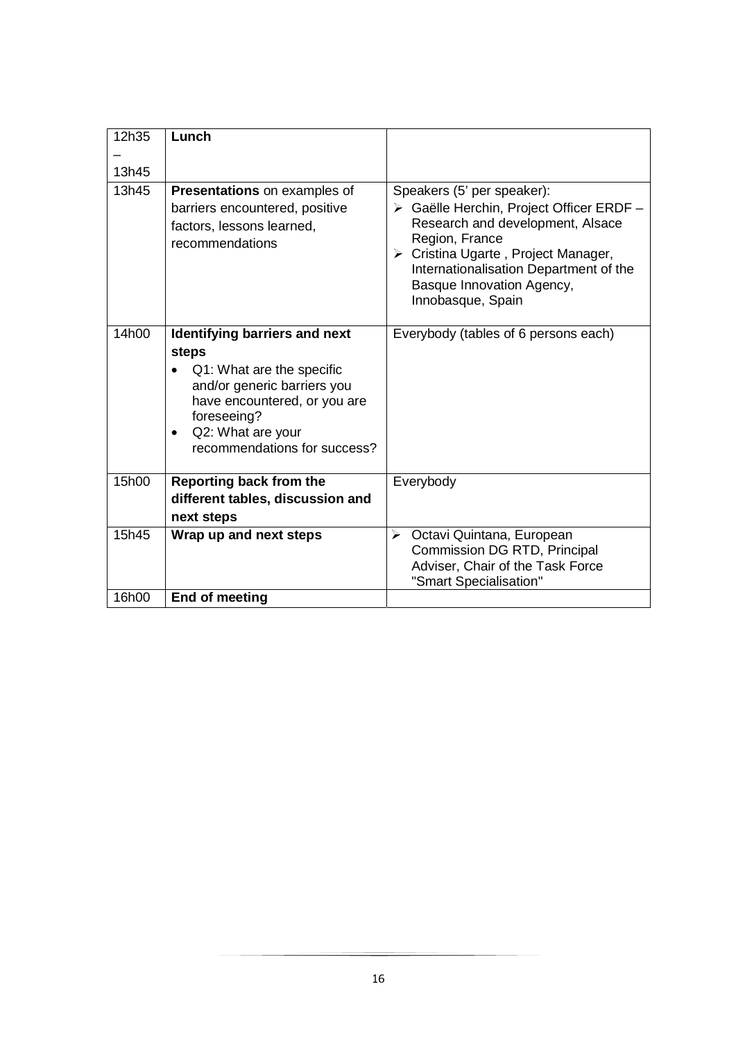| 12h35 – 13h45 | **Lunch** | |
|---|---|---|
| 13h45 | **Presentations** on examples of barriers encountered, positive factors, lessons learned, recommendations | Speakers (5' per speaker): <br>➢ Gaëlle Herchin, Project Officer ERDF – Research and development, Alsace Region, France <br>➢ Cristina Ugarte , Project Manager, Internationalisation Department of the Basque Innovation Agency, Innobasque, Spain |
| 14h00 | **Identifying barriers and next steps** <br>• Q1: What are the specific and/or generic barriers you have encountered, or you are foreseeing? <br>• Q2: What are your recommendations for success? | Everybody (tables of 6 persons each) |
| 15h00 | **Reporting back from the different tables, discussion and next steps** | Everybody |
| 15h45 | **Wrap up and next steps** | ➢ Octavi Quintana, European Commission DG RTD, Principal Adviser, Chair of the Task Force "Smart Specialisation" |
| 16h00 | **End of meeting** | |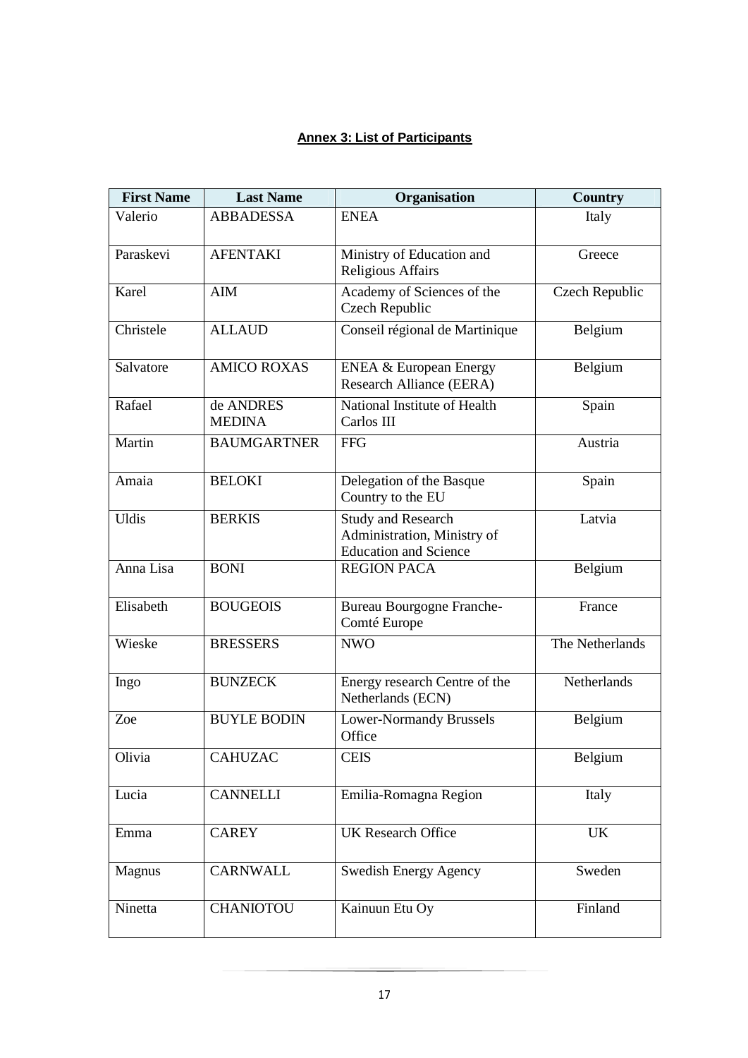**Annex 3: List of Participants**

| First Name | Last Name | Organisation | Country |
|---|---|---|---|
| Valerio | ABBADESSA | ENEA | Italy |
| Paraskevi | AFENTAKI | Ministry of Education and Religious Affairs | Greece |
| Karel | AIM | Academy of Sciences of the Czech Republic | Czech Republic |
| Christele | ALLAUD | Conseil régional de Martinique | Belgium |
| Salvatore | AMICO ROXAS | ENEA & European Energy Research Alliance (EERA) | Belgium |
| Rafael | de ANDRES MEDINA | National Institute of Health Carlos III | Spain |
| Martin | BAUMGARTNER | FFG | Austria |
| Amaia | BELOKI | Delegation of the Basque Country to the EU | Spain |
| Uldis | BERKIS | Study and Research Administration, Ministry of Education and Science | Latvia |
| Anna Lisa | BONI | REGION PACA | Belgium |
| Elisabeth | BOUGEOIS | Bureau Bourgogne Franche-Comté Europe | France |
| Wieske | BRESSERS | NWO | The Netherlands |
| Ingo | BUNZECK | Energy research Centre of the Netherlands (ECN) | Netherlands |
| Zoe | BUYLE BODIN | Lower-Normandy Brussels Office | Belgium |
| Olivia | CAHUZAC | CEIS | Belgium |
| Lucia | CANNELLI | Emilia-Romagna Region | Italy |
| Emma | CAREY | UK Research Office | UK |
| Magnus | CARNWALL | Swedish Energy Agency | Sweden |
| Ninetta | CHANIOTOU | Kainuun Etu Oy | Finland |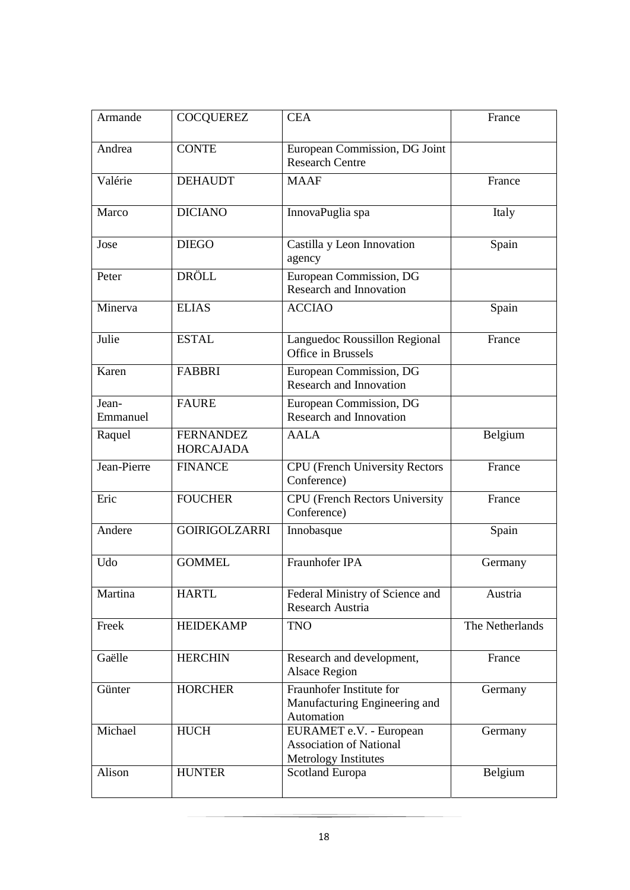| Armande | COCQUEREZ | CEA | France |
|---|---|---|---|
| Andrea | CONTE | European Commission, DG Joint Research Centre | |
| Valérie | DEHAUDT | MAAF | France |
| Marco | DICIANO | InnovaPuglia spa | Italy |
| Jose | DIEGO | Castilla y Leon Innovation agency | Spain |
| Peter | DRÖLL | European Commission, DG Research and Innovation | |
| Minerva | ELIAS | ACCIAO | Spain |
| Julie | ESTAL | Languedoc Roussillon Regional Office in Brussels | France |
| Karen | FABBRI | European Commission, DG Research and Innovation | |
| Jean-Emmanuel | FAURE | European Commission, DG Research and Innovation | |
| Raquel | FERNANDEZ HORCAJADA | AALA | Belgium |
| Jean-Pierre | FINANCE | CPU (French University Rectors Conference) | France |
| Eric | FOUCHER | CPU (French Rectors University Conference) | France |
| Andere | GOIRIGOLZARRI | Innobasque | Spain |
| Udo | GOMMEL | Fraunhofer IPA | Germany |
| Martina | HARTL | Federal Ministry of Science and Research Austria | Austria |
| Freek | HEIDEKAMP | TNO | The Netherlands |
| Gaëlle | HERCHIN | Research and development, Alsace Region | France |
| Günter | HORCHER | Fraunhofer Institute for Manufacturing Engineering and Automation | Germany |
| Michael | HUCH | EURAMET e.V. - European Association of National Metrology Institutes | Germany |
| Alison | HUNTER | Scotland Europa | Belgium |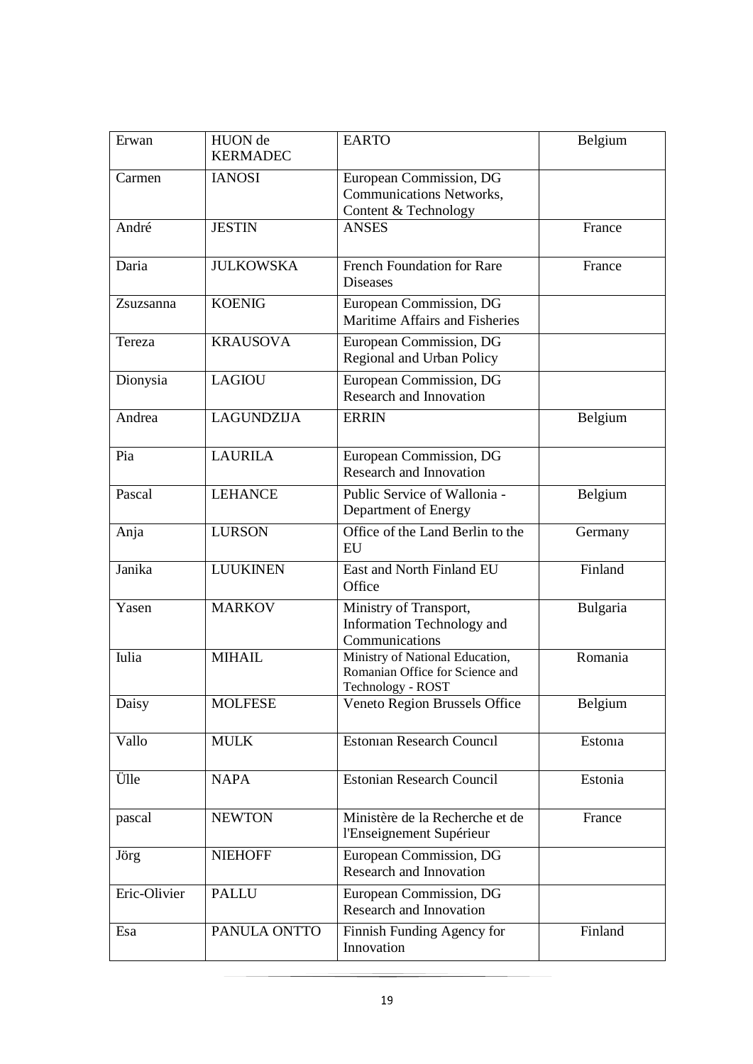| Erwan | HUON de KERMADEC | EARTO | Belgium |
|---|---|---|---|
| Carmen | IANOSI | European Commission, DG Communications Networks, Content & Technology | |
| André | JESTIN | ANSES | France |
| Daria | JULKOWSKA | French Foundation for Rare Diseases | France |
| Zsuzsanna | KOENIG | European Commission, DG Maritime Affairs and Fisheries | |
| Tereza | KRAUSOVA | European Commission, DG Regional and Urban Policy | |
| Dionysia | LAGIOU | European Commission, DG Research and Innovation | |
| Andrea | LAGUNDZIJA | ERRIN | Belgium |
| Pia | LAURILA | European Commission, DG Research and Innovation | |
| Pascal | LEHANCE | Public Service of Wallonia - Department of Energy | Belgium |
| Anja | LURSON | Office of the Land Berlin to the EU | Germany |
| Janika | LUUKINEN | East and North Finland EU Office | Finland |
| Yasen | MARKOV | Ministry of Transport, Information Technology and Communications | Bulgaria |
| Iulia | MIHAIL | Ministry of National Education, Romanian Office for Science and Technology - ROST | Romania |
| Daisy | MOLFESE | Veneto Region Brussels Office | Belgium |
| Vallo | MULK | Estonıan Research Councıl | Estonıa |
| Ülle | NAPA | Estonian Research Council | Estonia |
| pascal | NEWTON | Ministère de la Recherche et de l'Enseignement Supérieur | France |
| Jörg | NIEHOFF | European Commission, DG Research and Innovation | |
| Eric-Olivier | PALLU | European Commission, DG Research and Innovation | |
| Esa | PANULA ONTTO | Finnish Funding Agency for Innovation | Finland |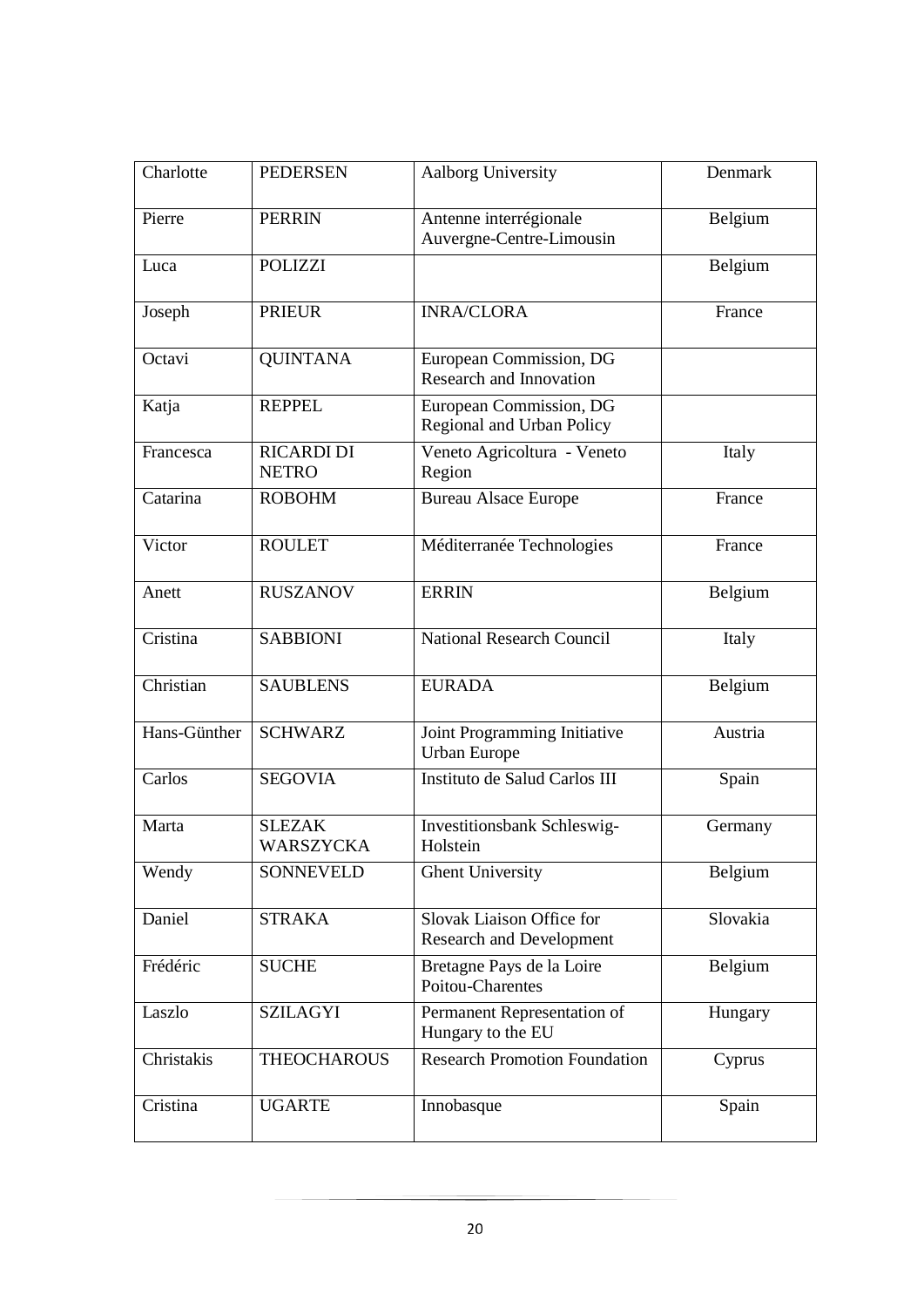| Charlotte | PEDERSEN | Aalborg University | Denmark |
|---|---|---|---|
| Pierre | PERRIN | Antenne interrégionale Auvergne-Centre-Limousin | Belgium |
| Luca | POLIZZI | | Belgium |
| Joseph | PRIEUR | INRA/CLORA | France |
| Octavi | QUINTANA | European Commission, DG Research and Innovation | |
| Katja | REPPEL | European Commission, DG Regional and Urban Policy | |
| Francesca | RICARDI DI NETRO | Veneto Agricoltura - Veneto Region | Italy |
| Catarina | ROBOHM | Bureau Alsace Europe | France |
| Victor | ROULET | Méditerranée Technologies | France |
| Anett | RUSZANOV | ERRIN | Belgium |
| Cristina | SABBIONI | National Research Council | Italy |
| Christian | SAUBLENS | EURADA | Belgium |
| Hans-Günther | SCHWARZ | Joint Programming Initiative Urban Europe | Austria |
| Carlos | SEGOVIA | Instituto de Salud Carlos III | Spain |
| Marta | SLEZAK WARSZYCKA | Investitionsbank Schleswig-Holstein | Germany |
| Wendy | SONNEVELD | Ghent University | Belgium |
| Daniel | STRAKA | Slovak Liaison Office for Research and Development | Slovakia |
| Frédéric | SUCHE | Bretagne Pays de la Loire Poitou-Charentes | Belgium |
| Laszlo | SZILAGYI | Permanent Representation of Hungary to the EU | Hungary |
| Christakis | THEOCHAROUS | Research Promotion Foundation | Cyprus |
| Cristina | UGARTE | Innobasque | Spain |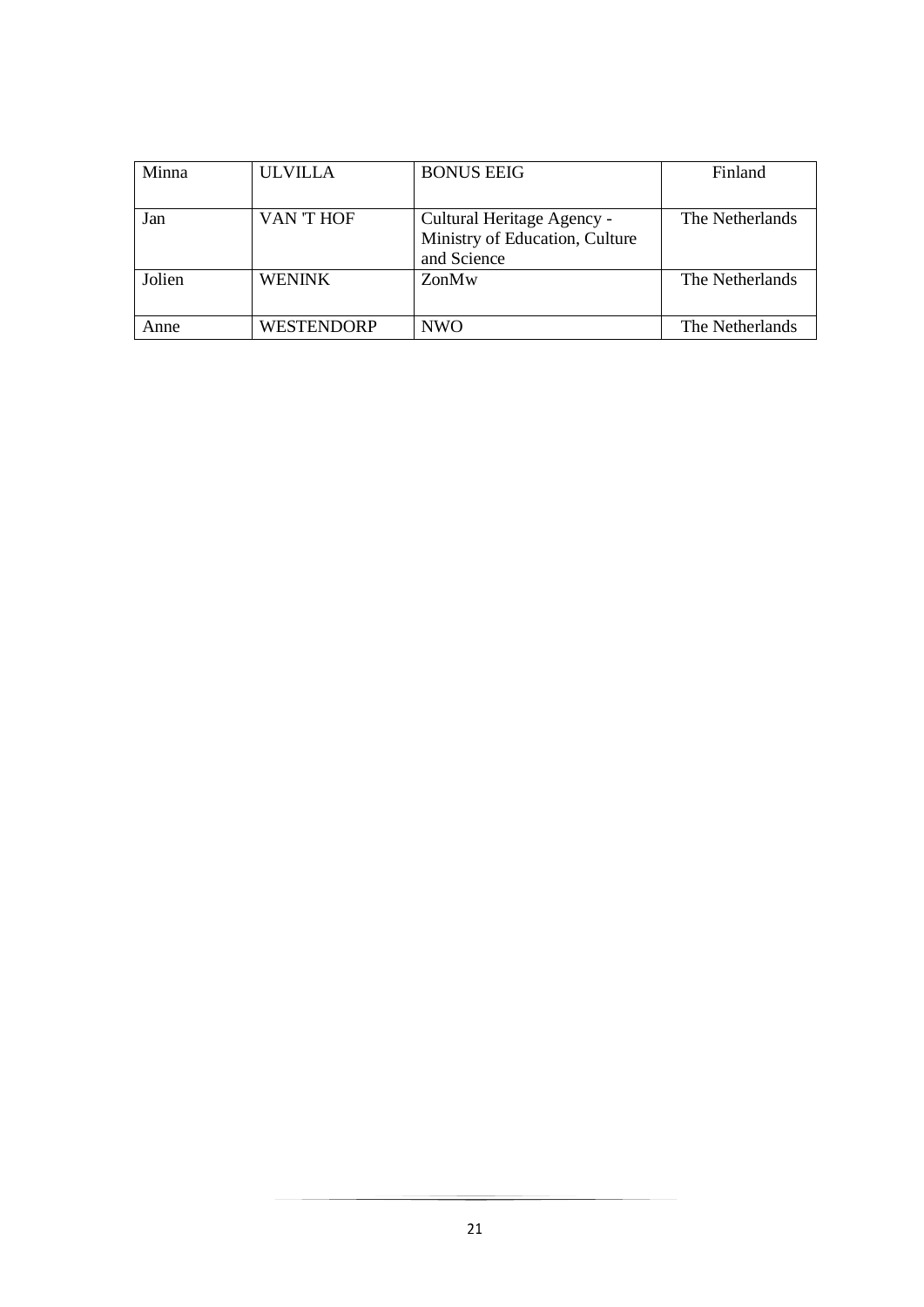| | | | |
|---|---|---|---|
| Minna | ULVILLA | BONUS EEIG | Finland |
| Jan | VAN 'T HOF | Cultural Heritage Agency - Ministry of Education, Culture and Science | The Netherlands |
| Jolien | WENINK | ZonMw | The Netherlands |
| Anne | WESTENDORP | NWO | The Netherlands |